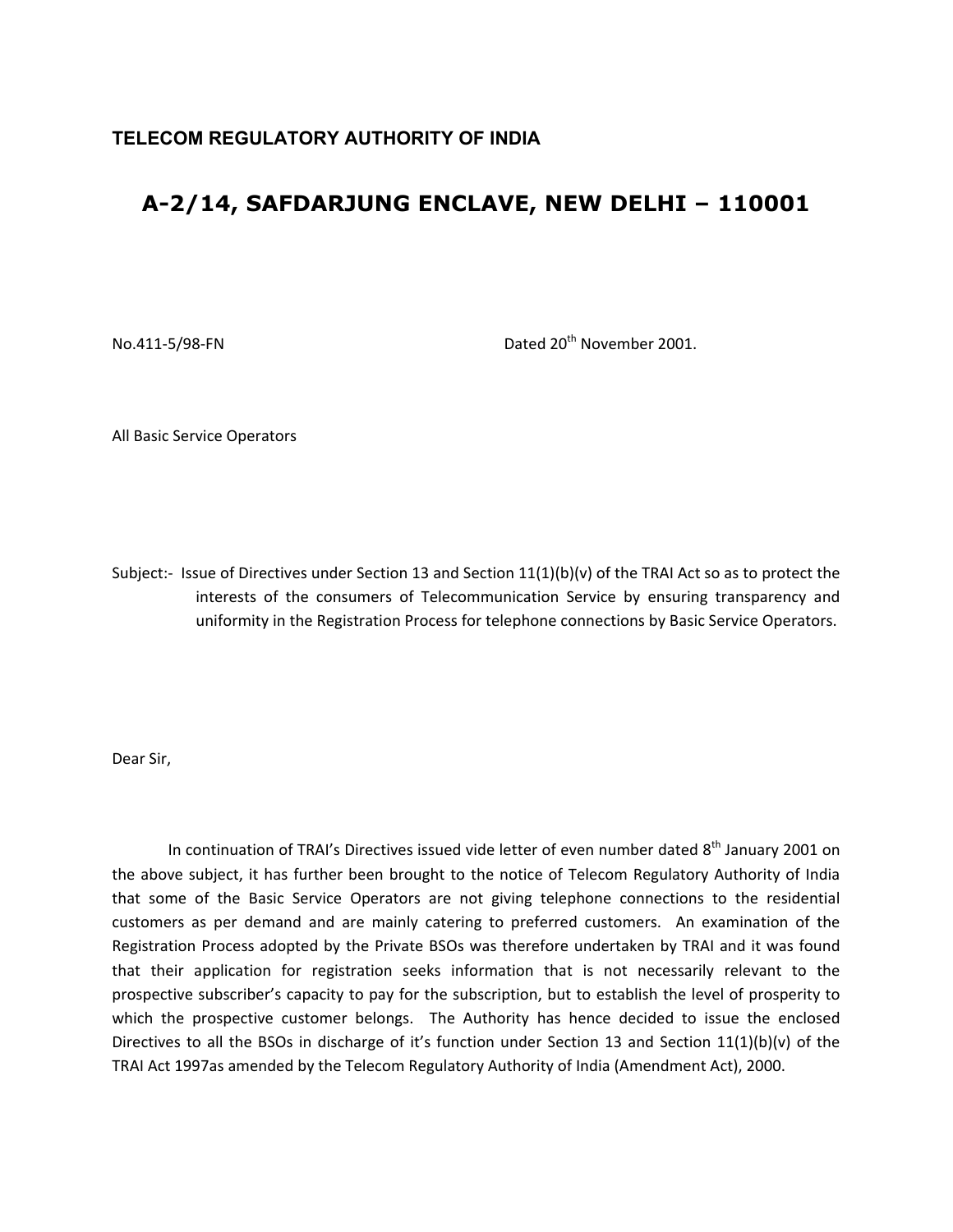**TELECOM REGULATORY AUTHORITY OF INDIA**

# A-2/14, SAFDARJUNG ENCLAVE, NEW DELHI – 110001

No.411-5/98-FN Dated 20th November 2001.

All Basic Service Operators

Subject:- Issue of Directives under Section 13 and Section 11(1)(b)(v) of the TRAI Act so as to protect the interests of the consumers of Telecommunication Service by ensuring transparency and uniformity in the Registration Process for telephone connections by Basic Service Operators.

Dear Sir,

In continuation of TRAI's Directives issued vide letter of even number dated 8th January 2001 on the above subject, it has further been brought to the notice of Telecom Regulatory Authority of India that some of the Basic Service Operators are not giving telephone connections to the residential customers as per demand and are mainly catering to preferred customers. An examination of the Registration Process adopted by the Private BSOs was therefore undertaken by TRAI and it was found that their application for registration seeks information that is not necessarily relevant to the prospective subscriber's capacity to pay for the subscription, but to establish the level of prosperity to which the prospective customer belongs. The Authority has hence decided to issue the enclosed Directives to all the BSOs in discharge of it's function under Section 13 and Section 11(1)(b)(v) of the TRAI Act 1997as amended by the Telecom Regulatory Authority of India (Amendment Act), 2000.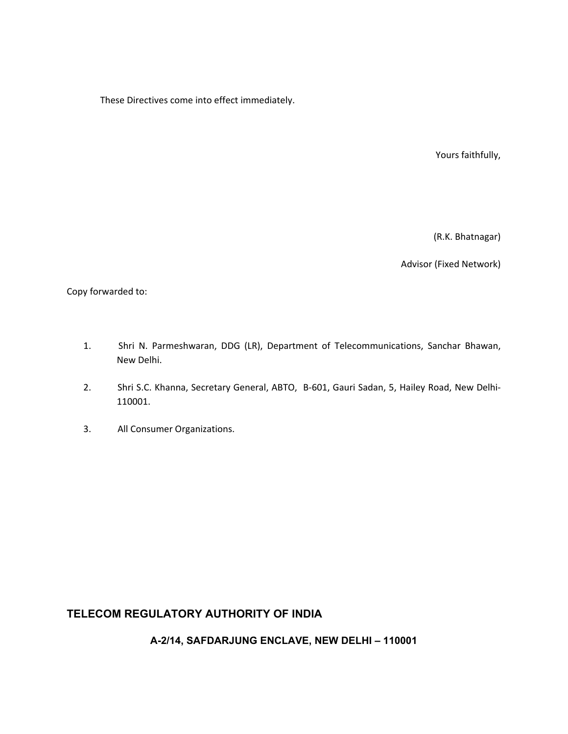These Directives come into effect immediately.

Yours faithfully,

(R.K. Bhatnagar)

Advisor (Fixed Network)

Copy forwarded to:

1. Shri N. Parmeshwaran, DDG (LR), Department of Telecommunications, Sanchar Bhawan, New Delhi.
2. Shri S.C. Khanna, Secretary General, ABTO, B-601, Gauri Sadan, 5, Hailey Road, New Delhi-110001.
3. All Consumer Organizations.

## TELECOM REGULATORY AUTHORITY OF INDIA

### A-2/14, SAFDARJUNG ENCLAVE, NEW DELHI – 110001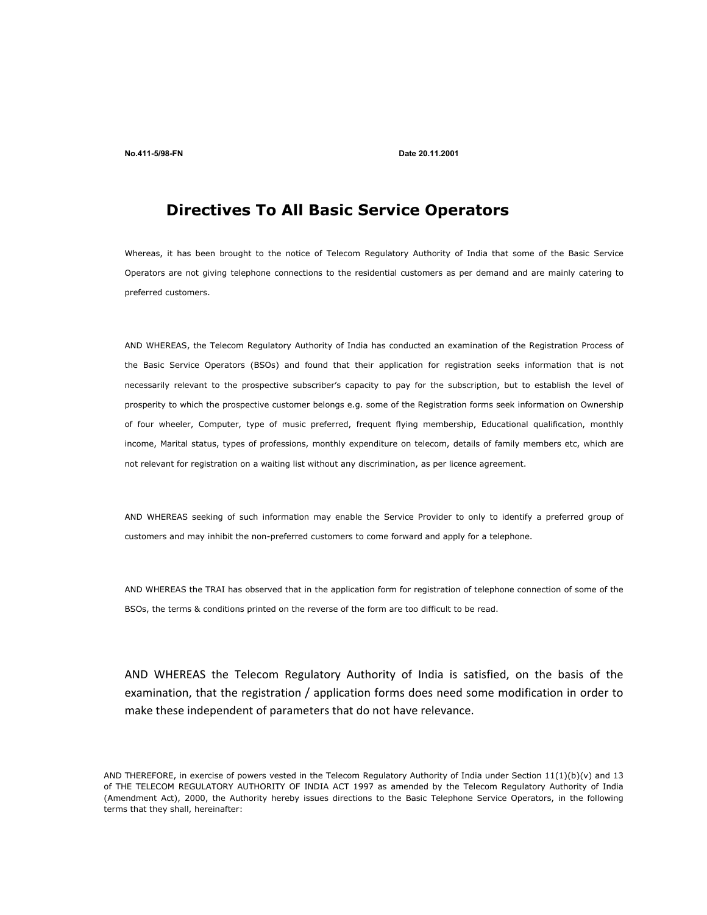**No.411-5/98-FN** **Date 20.11.2001**

# Directives To All Basic Service Operators

Whereas, it has been brought to the notice of Telecom Regulatory Authority of India that some of the Basic Service Operators are not giving telephone connections to the residential customers as per demand and are mainly catering to preferred customers.

AND WHEREAS, the Telecom Regulatory Authority of India has conducted an examination of the Registration Process of the Basic Service Operators (BSOs) and found that their application for registration seeks information that is not necessarily relevant to the prospective subscriber's capacity to pay for the subscription, but to establish the level of prosperity to which the prospective customer belongs e.g. some of the Registration forms seek information on Ownership of four wheeler, Computer, type of music preferred, frequent flying membership, Educational qualification, monthly income, Marital status, types of professions, monthly expenditure on telecom, details of family members etc, which are not relevant for registration on a waiting list without any discrimination, as per licence agreement.

AND WHEREAS seeking of such information may enable the Service Provider to only to identify a preferred group of customers and may inhibit the non-preferred customers to come forward and apply for a telephone.

AND WHEREAS the TRAI has observed that in the application form for registration of telephone connection of some of the BSOs, the terms & conditions printed on the reverse of the form are too difficult to be read.

AND WHEREAS the Telecom Regulatory Authority of India is satisfied, on the basis of the examination, that the registration / application forms does need some modification in order to make these independent of parameters that do not have relevance.

AND THEREFORE, in exercise of powers vested in the Telecom Regulatory Authority of India under Section 11(1)(b)(v) and 13 of THE TELECOM REGULATORY AUTHORITY OF INDIA ACT 1997 as amended by the Telecom Regulatory Authority of India (Amendment Act), 2000, the Authority hereby issues directions to the Basic Telephone Service Operators, in the following terms that they shall, hereinafter: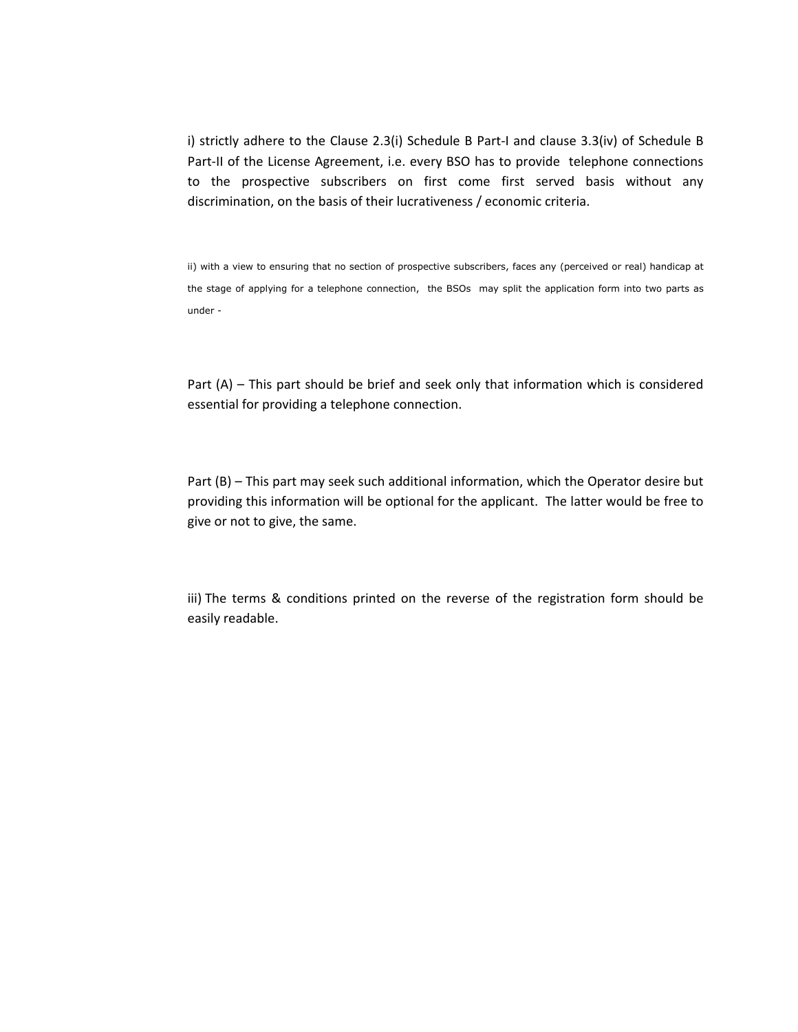i) strictly adhere to the Clause 2.3(i) Schedule B Part-I and clause 3.3(iv) of Schedule B Part-II of the License Agreement, i.e. every BSO has to provide telephone connections to the prospective subscribers on first come first served basis without any discrimination, on the basis of their lucrativeness / economic criteria.

ii) with a view to ensuring that no section of prospective subscribers, faces any (perceived or real) handicap at the stage of applying for a telephone connection, the BSOs may split the application form into two parts as under -

Part (A) – This part should be brief and seek only that information which is considered essential for providing a telephone connection.

Part (B) – This part may seek such additional information, which the Operator desire but providing this information will be optional for the applicant. The latter would be free to give or not to give, the same.

iii) The terms & conditions printed on the reverse of the registration form should be easily readable.